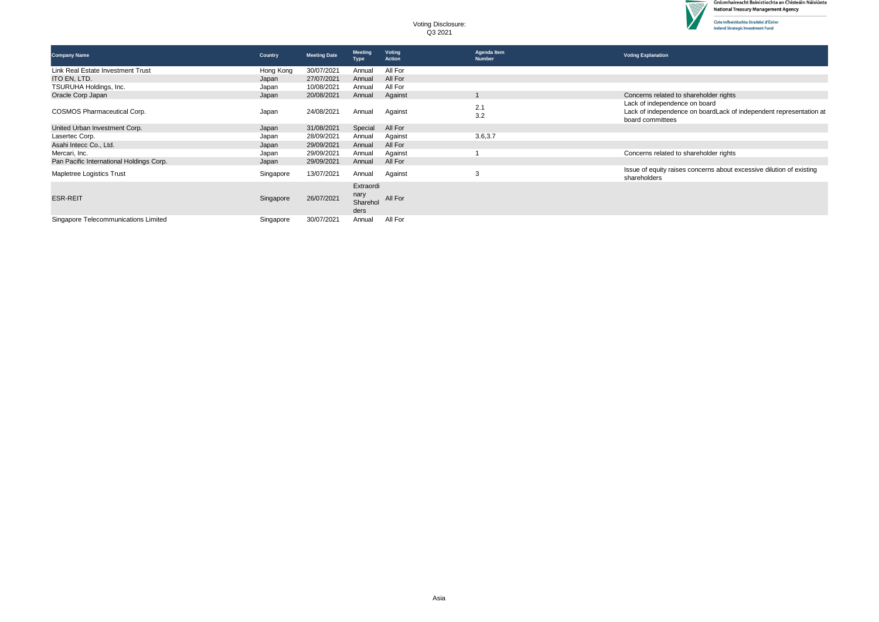# Voting Disclosure: Q3 2021

Gníomhaireacht Bainistíochta an Chisteáin Náisiúnta
National Treasury Management Agency

Ciste Infheistíochta Straitéisí d'Éirinn
Ireland Strategic Investment Fund

| Company Name | Country | Meeting Date | Meeting Type | Voting Action | Agenda Item Number | Voting Explanation |
|---|---|---|---|---|---|---|
| Link Real Estate Investment Trust | Hong Kong | 30/07/2021 | Annual | All For | | |
| ITO EN, LTD. | Japan | 27/07/2021 | Annual | All For | | |
| TSURUHA Holdings, Inc. | Japan | 10/08/2021 | Annual | All For | | |
| Oracle Corp Japan | Japan | 20/08/2021 | Annual | Against | 1 | Concerns related to shareholder rights |
| COSMOS Pharmaceutical Corp. | Japan | 24/08/2021 | Annual | Against | 2.1<br>3.2 | Lack of independence on board<br>Lack of independence on boardLack of independent representation at board committees |
| United Urban Investment Corp. | Japan | 31/08/2021 | Special | All For | | |
| Lasertec Corp. | Japan | 28/09/2021 | Annual | Against | 3.6,3.7 | |
| Asahi Intecc Co., Ltd. | Japan | 29/09/2021 | Annual | All For | | |
| Mercari, Inc. | Japan | 29/09/2021 | Annual | Against | 1 | Concerns related to shareholder rights |
| Pan Pacific International Holdings Corp. | Japan | 29/09/2021 | Annual | All For | | |
| Mapletree Logistics Trust | Singapore | 13/07/2021 | Annual | Against | 3 | Issue of equity raises concerns about excessive dilution of existing shareholders |
| ESR-REIT | Singapore | 26/07/2021 | Extraordinary Shareholders | All For | | |
| Singapore Telecommunications Limited | Singapore | 30/07/2021 | Annual | All For | | |

Asia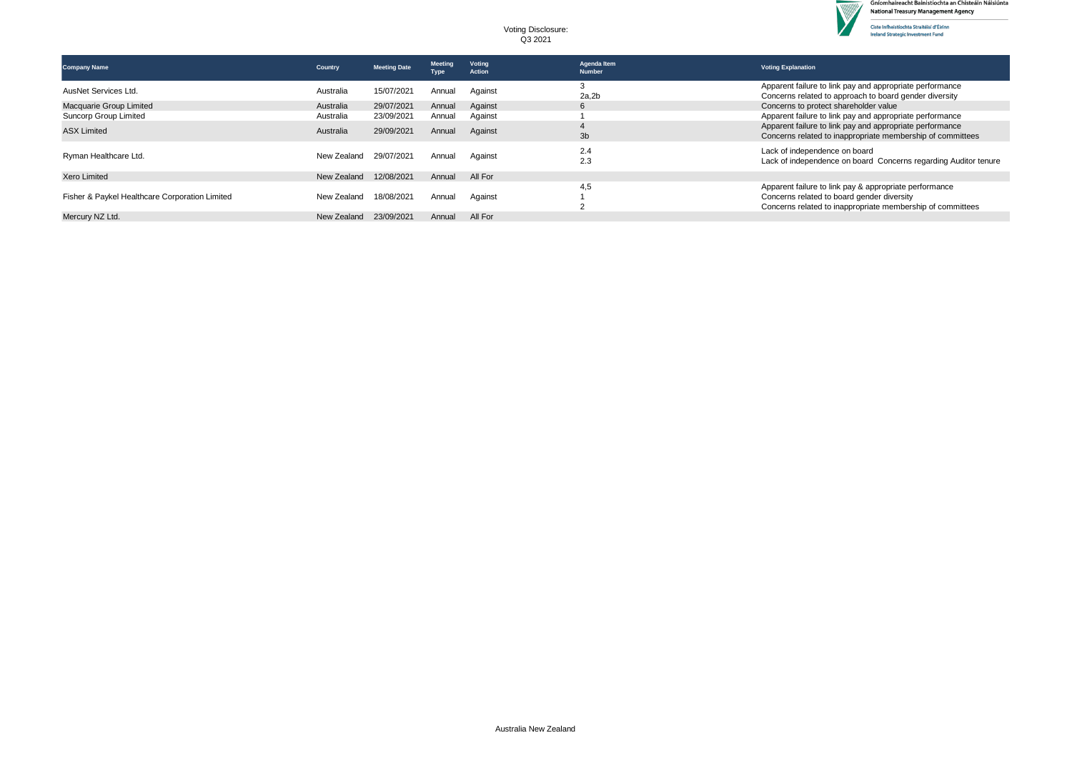Voting Disclosure:
Q3 2021

| Company Name | Country | Meeting Date | Meeting Type | Voting Action | Agenda Item Number | Voting Explanation |
|---|---|---|---|---|---|---|
| AusNet Services Ltd. | Australia | 15/07/2021 | Annual | Against | 3<br>2a,2b | Apparent failure to link pay and appropriate performance<br>Concerns related to approach to board gender diversity |
| Macquarie Group Limited | Australia | 29/07/2021 | Annual | Against | 6 | Concerns to protect shareholder value |
| Suncorp Group Limited | Australia | 23/09/2021 | Annual | Against | 1 | Apparent failure to link pay and appropriate performance |
| ASX Limited | Australia | 29/09/2021 | Annual | Against | 4<br>3b | Apparent failure to link pay and appropriate performance<br>Concerns related to inappropriate membership of committees |
| Ryman Healthcare Ltd. | New Zealand | 29/07/2021 | Annual | Against | 2.4<br>2.3 | Lack of independence on board<br>Lack of independence on board  Concerns regarding Auditor tenure |
| Xero Limited | New Zealand | 12/08/2021 | Annual | All For | | |
| Fisher & Paykel Healthcare Corporation Limited | New Zealand | 18/08/2021 | Annual | Against | 4,5<br>1<br>2 | Apparent failure to link pay & appropriate performance<br>Concerns related to board gender diversity<br>Concerns related to inappropriate membership of committees |
| Mercury NZ Ltd. | New Zealand | 23/09/2021 | Annual | All For | | |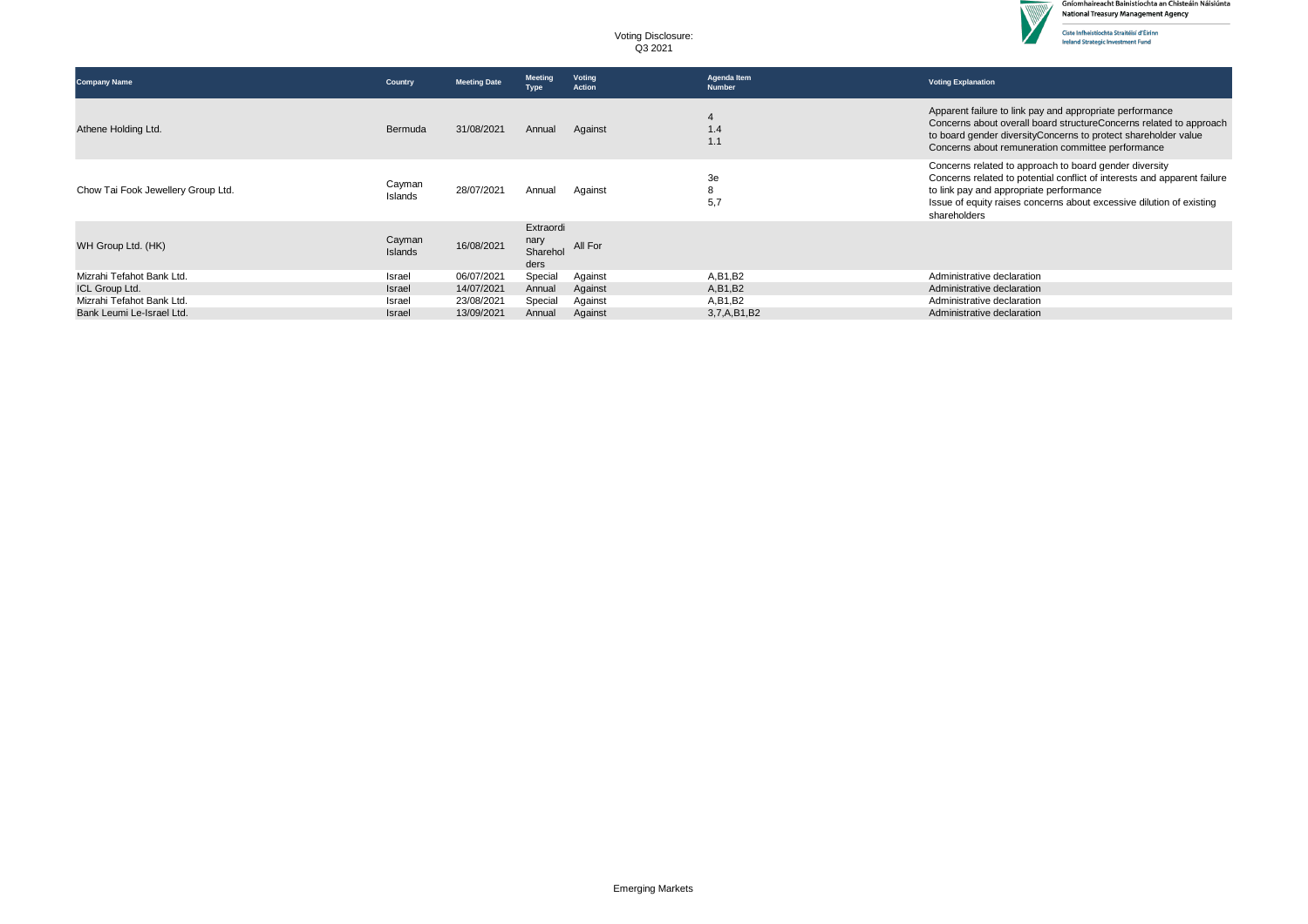Voting Disclosure:
Q3 2021

| Company Name | Country | Meeting Date | Meeting Type | Voting Action | Agenda Item Number | Voting Explanation |
|---|---|---|---|---|---|---|
| Athene Holding Ltd. | Bermuda | 31/08/2021 | Annual | Against | 4<br>1.4<br>1.1 | Apparent failure to link pay and appropriate performance<br>Concerns about overall board structureConcerns related to approach to board gender diversityConcerns to protect shareholder value<br>Concerns about remuneration committee performance |
| Chow Tai Fook Jewellery Group Ltd. | Cayman Islands | 28/07/2021 | Annual | Against | 3e<br>8<br>5,7 | Concerns related to approach to board gender diversity<br>Concerns related to potential conflict of interests and apparent failure to link pay and appropriate performance<br>Issue of equity raises concerns about excessive dilution of existing shareholders |
| WH Group Ltd. (HK) | Cayman Islands | 16/08/2021 | Extraordinary Shareholders | All For | | |
| Mizrahi Tefahot Bank Ltd. | Israel | 06/07/2021 | Special | Against | A,B1,B2 | Administrative declaration |
| ICL Group Ltd. | Israel | 14/07/2021 | Annual | Against | A,B1,B2 | Administrative declaration |
| Mizrahi Tefahot Bank Ltd. | Israel | 23/08/2021 | Special | Against | A,B1,B2 | Administrative declaration |
| Bank Leumi Le-Israel Ltd. | Israel | 13/09/2021 | Annual | Against | 3,7,A,B1,B2 | Administrative declaration |

Emerging Markets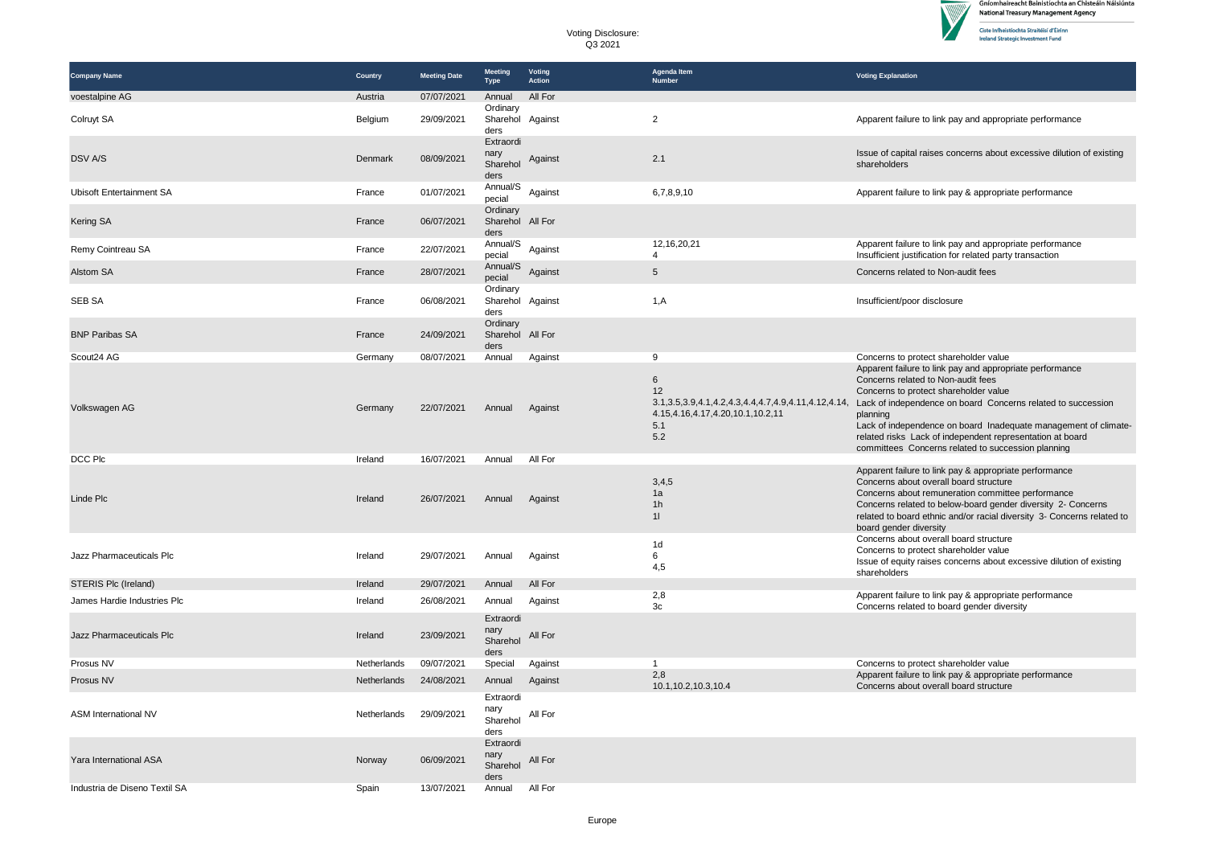Voting Disclosure:
Q3 2021

| Company Name | Country | Meeting Date | Meeting Type | Voting Action | Agenda Item Number | Voting Explanation |
|---|---|---|---|---|---|---|
| voestalpine AG | Austria | 07/07/2021 | Annual | All For | | |
| Colruyt SA | Belgium | 29/09/2021 | Ordinary Shareholders | Against | 2 | Apparent failure to link pay and appropriate performance |
| DSV A/S | Denmark | 08/09/2021 | Extraordinary Shareholders | Against | 2.1 | Issue of capital raises concerns about excessive dilution of existing shareholders |
| Ubisoft Entertainment SA | France | 01/07/2021 | Annual/Special | Against | 6,7,8,9,10 | Apparent failure to link pay & appropriate performance |
| Kering SA | France | 06/07/2021 | Ordinary Shareholders | All For | | |
| Remy Cointreau SA | France | 22/07/2021 | Annual/Special | Against | 12,16,20,21<br>4 | Apparent failure to link pay and appropriate performance<br>Insufficient justification for related party transaction |
| Alstom SA | France | 28/07/2021 | Annual/Special | Against | 5 | Concerns related to Non-audit fees |
| SEB SA | France | 06/08/2021 | Ordinary Shareholders | Against | 1,A | Insufficient/poor disclosure |
| BNP Paribas SA | France | 24/09/2021 | Ordinary Shareholders | All For | | |
| Scout24 AG | Germany | 08/07/2021 | Annual | Against | 9 | Concerns to protect shareholder value |
| Volkswagen AG | Germany | 22/07/2021 | Annual | Against | 6<br>12<br>3.1,3.5,3.9,4.1,4.2,4.3,4.4,4.7,4.9,4.11,4.12,4.14,4.15,4.16,4.17,4.20,10.1,10.2,11<br>5.1<br>5.2 | Apparent failure to link pay and appropriate performance<br>Concerns related to Non-audit fees<br>Concerns to protect shareholder value<br>Lack of independence on board Concerns related to succession planning<br>Lack of independence on board Inadequate management of climate-related risks Lack of independent representation at board committees Concerns related to succession planning |
| DCC Plc | Ireland | 16/07/2021 | Annual | All For | | |
| Linde Plc | Ireland | 26/07/2021 | Annual | Against | 3,4,5<br>1a<br>1h<br>1l | Apparent failure to link pay & appropriate performance<br>Concerns about overall board structure<br>Concerns about remuneration committee performance<br>Concerns related to below-board gender diversity 2- Concerns related to board ethnic and/or racial diversity 3- Concerns related to board gender diversity |
| Jazz Pharmaceuticals Plc | Ireland | 29/07/2021 | Annual | Against | 1d<br>6<br>4,5 | Concerns about overall board structure<br>Concerns to protect shareholder value<br>Issue of equity raises concerns about excessive dilution of existing shareholders |
| STERIS Plc (Ireland) | Ireland | 29/07/2021 | Annual | All For | | |
| James Hardie Industries Plc | Ireland | 26/08/2021 | Annual | Against | 2,8<br>3c | Apparent failure to link pay & appropriate performance<br>Concerns related to board gender diversity |
| Jazz Pharmaceuticals Plc | Ireland | 23/09/2021 | Extraordinary Shareholders | All For | | |
| Prosus NV | Netherlands | 09/07/2021 | Special | Against | 1 | Concerns to protect shareholder value |
| Prosus NV | Netherlands | 24/08/2021 | Annual | Against | 2,8<br>10.1,10.2,10.3,10.4 | Apparent failure to link pay & appropriate performance<br>Concerns about overall board structure |
| ASM International NV | Netherlands | 29/09/2021 | Extraordinary Shareholders | All For | | |
| Yara International ASA | Norway | 06/09/2021 | Extraordinary Shareholders | All For | | |
| Industria de Diseno Textil SA | Spain | 13/07/2021 | Annual | All For | | |

Europe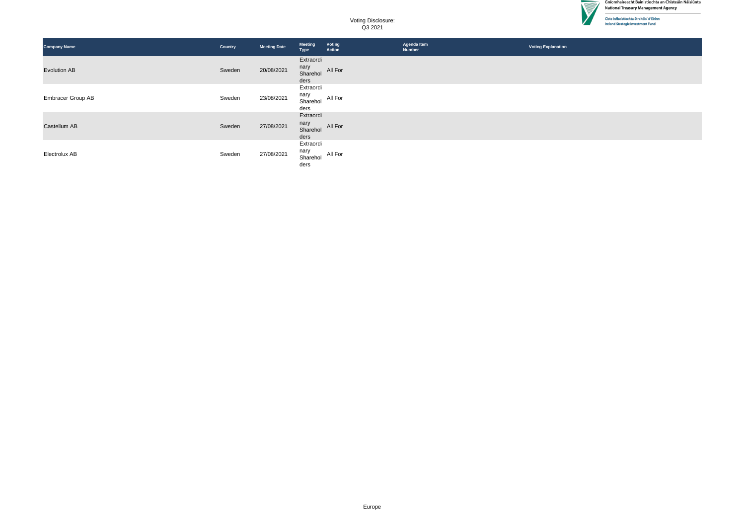Voting Disclosure:
Q3 2021

| Company Name | Country | Meeting Date | Meeting Type | Voting Action | Agenda Item Number | Voting Explanation |
|---|---|---|---|---|---|---|
| Evolution AB | Sweden | 20/08/2021 | Extraordinary Shareholders | All For | | |
| Embracer Group AB | Sweden | 23/08/2021 | Extraordinary Shareholders | All For | | |
| Castellum AB | Sweden | 27/08/2021 | Extraordinary Shareholders | All For | | |
| Electrolux AB | Sweden | 27/08/2021 | Extraordinary Shareholders | All For | | |

Europe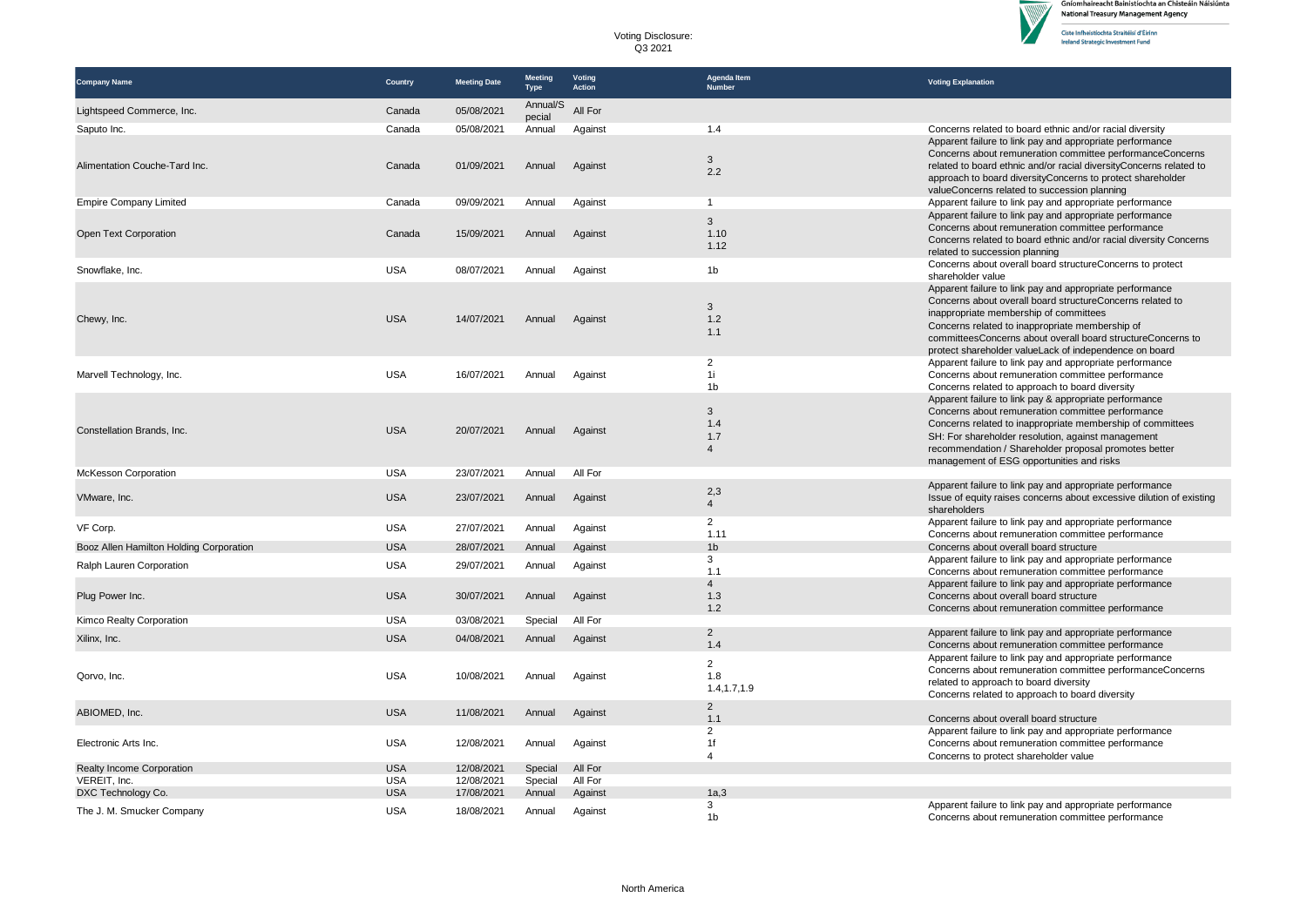Voting Disclosure:
Q3 2021

Gníomhaireacht Bainistíochta an Chisteáin Náisiúnta
National Treasury Management Agency

Ciste Infheistíochta Straitéisí d'Éirinn
Ireland Strategic Investment Fund

| Company Name | Country | Meeting Date | Meeting Type | Voting Action | Agenda Item Number | Voting Explanation |
|---|---|---|---|---|---|---|
| Lightspeed Commerce, Inc. | Canada | 05/08/2021 | Annual/Special | All For | | |
| Saputo Inc. | Canada | 05/08/2021 | Annual | Against | 1.4 | Concerns related to board ethnic and/or racial diversity |
| Alimentation Couche-Tard Inc. | Canada | 01/09/2021 | Annual | Against | 3<br>2.2 | Apparent failure to link pay and appropriate performance<br>Concerns about remuneration committee performanceConcerns related to board ethnic and/or racial diversityConcerns related to approach to board diversityConcerns to protect shareholder valueConcerns related to succession planning |
| Empire Company Limited | Canada | 09/09/2021 | Annual | Against | 1 | Apparent failure to link pay and appropriate performance |
| Open Text Corporation | Canada | 15/09/2021 | Annual | Against | 3<br>1.10<br>1.12 | Apparent failure to link pay and appropriate performance<br>Concerns about remuneration committee performance<br>Concerns related to board ethnic and/or racial diversity Concerns related to succession planning |
| Snowflake, Inc. | USA | 08/07/2021 | Annual | Against | 1b | Concerns about overall board structureConcerns to protect shareholder value |
| Chewy, Inc. | USA | 14/07/2021 | Annual | Against | 3<br>1.2<br>1.1 | Apparent failure to link pay and appropriate performance<br>Concerns about overall board structureConcerns related to inappropriate membership of committees<br>Concerns related to inappropriate membership of committeesConcerns about overall board structureConcerns to protect shareholder valueLack of independence on board |
| Marvell Technology, Inc. | USA | 16/07/2021 | Annual | Against | 2<br>1i<br>1b | Apparent failure to link pay and appropriate performance<br>Concerns about remuneration committee performance<br>Concerns related to approach to board diversity |
| Constellation Brands, Inc. | USA | 20/07/2021 | Annual | Against | 3<br>1.4<br>1.7<br>4 | Apparent failure to link pay & appropriate performance<br>Concerns about remuneration committee performance<br>Concerns related to inappropriate membership of committees<br>SH: For shareholder resolution, against management recommendation / Shareholder proposal promotes better management of ESG opportunities and risks |
| McKesson Corporation | USA | 23/07/2021 | Annual | All For | | |
| VMware, Inc. | USA | 23/07/2021 | Annual | Against | 2,3<br>4 | Apparent failure to link pay and appropriate performance<br>Issue of equity raises concerns about excessive dilution of existing shareholders |
| VF Corp. | USA | 27/07/2021 | Annual | Against | 2<br>1.11 | Apparent failure to link pay and appropriate performance<br>Concerns about remuneration committee performance |
| Booz Allen Hamilton Holding Corporation | USA | 28/07/2021 | Annual | Against | 1b | Concerns about overall board structure |
| Ralph Lauren Corporation | USA | 29/07/2021 | Annual | Against | 3<br>1.1 | Apparent failure to link pay and appropriate performance<br>Concerns about remuneration committee performance |
| Plug Power Inc. | USA | 30/07/2021 | Annual | Against | 4<br>1.3<br>1.2 | Apparent failure to link pay and appropriate performance<br>Concerns about overall board structure<br>Concerns about remuneration committee performance |
| Kimco Realty Corporation | USA | 03/08/2021 | Special | All For | | |
| Xilinx, Inc. | USA | 04/08/2021 | Annual | Against | 2<br>1.4 | Apparent failure to link pay and appropriate performance<br>Concerns about remuneration committee performance |
| Qorvo, Inc. | USA | 10/08/2021 | Annual | Against | 2<br>1.8<br>1.4,1.7,1.9 | Apparent failure to link pay and appropriate performance<br>Concerns about remuneration committee performanceConcerns related to approach to board diversity<br>Concerns related to approach to board diversity |
| ABIOMED, Inc. | USA | 11/08/2021 | Annual | Against | 2<br>1.1 | Concerns about overall board structure |
| Electronic Arts Inc. | USA | 12/08/2021 | Annual | Against | 2<br>1f<br>4 | Apparent failure to link pay and appropriate performance<br>Concerns about remuneration committee performance<br>Concerns to protect shareholder value |
| Realty Income Corporation | USA | 12/08/2021 | Special | All For | | |
| VEREIT, Inc. | USA | 12/08/2021 | Special | All For | | |
| DXC Technology Co. | USA | 17/08/2021 | Annual | Against | 1a,3 | |
| The J. M. Smucker Company | USA | 18/08/2021 | Annual | Against | 3<br>1b | Apparent failure to link pay and appropriate performance<br>Concerns about remuneration committee performance |

North America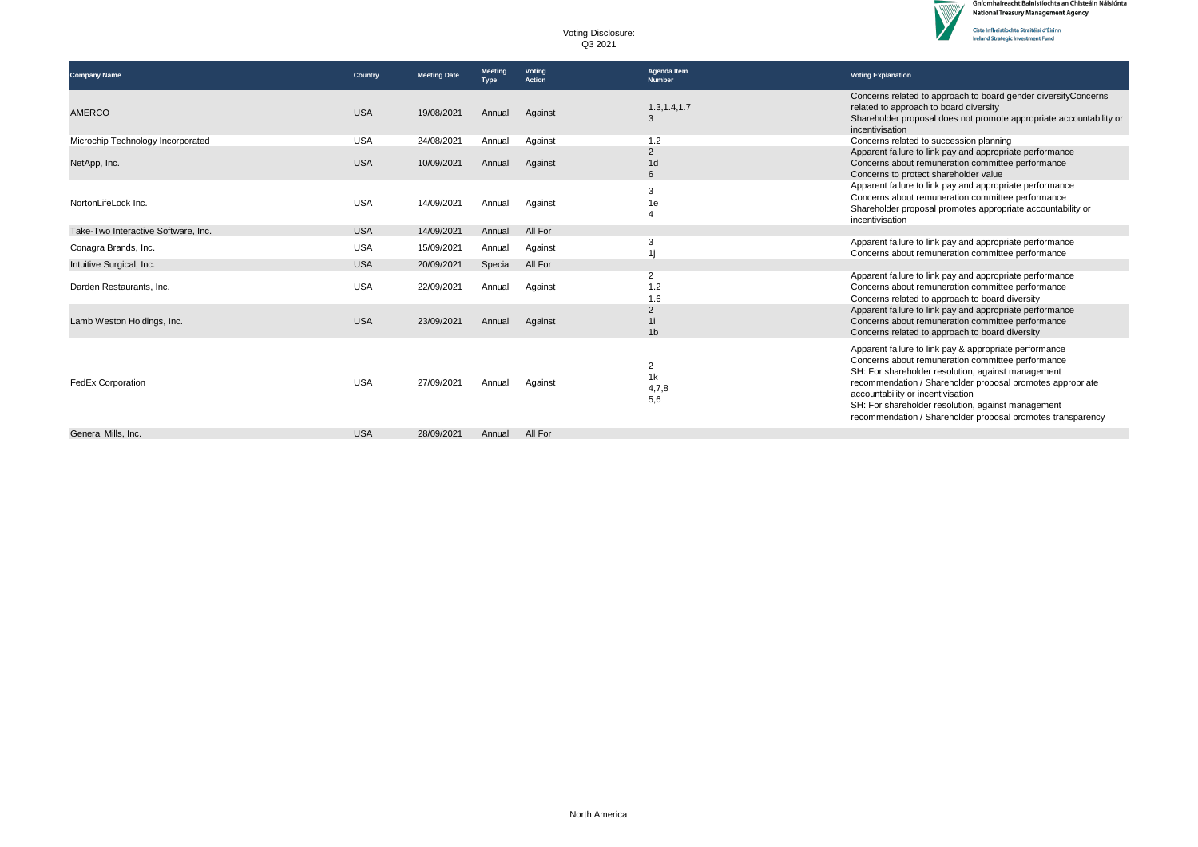Voting Disclosure:
Q3 2021

| Company Name | Country | Meeting Date | Meeting Type | Voting Action | Agenda Item Number | Voting Explanation |
|---|---|---|---|---|---|---|
| AMERCO | USA | 19/08/2021 | Annual | Against | 1.3,1.4,1.7<br>3 | Concerns related to approach to board gender diversityConcerns related to approach to board diversity<br>Shareholder proposal does not promote appropriate accountability or incentivisation |
| Microchip Technology Incorporated | USA | 24/08/2021 | Annual | Against | 1.2 | Concerns related to succession planning |
| NetApp, Inc. | USA | 10/09/2021 | Annual | Against | 2<br>1d<br>6 | Apparent failure to link pay and appropriate performance<br>Concerns about remuneration committee performance<br>Concerns to protect shareholder value |
| NortonLifeLock Inc. | USA | 14/09/2021 | Annual | Against | 3<br>1e<br>4 | Apparent failure to link pay and appropriate performance<br>Concerns about remuneration committee performance<br>Shareholder proposal promotes appropriate accountability or incentivisation |
| Take-Two Interactive Software, Inc. | USA | 14/09/2021 | Annual | All For | | |
| Conagra Brands, Inc. | USA | 15/09/2021 | Annual | Against | 3<br>1j | Apparent failure to link pay and appropriate performance<br>Concerns about remuneration committee performance |
| Intuitive Surgical, Inc. | USA | 20/09/2021 | Special | All For | | |
| Darden Restaurants, Inc. | USA | 22/09/2021 | Annual | Against | 2<br>1.2<br>1.6 | Apparent failure to link pay and appropriate performance<br>Concerns about remuneration committee performance<br>Concerns related to approach to board diversity |
| Lamb Weston Holdings, Inc. | USA | 23/09/2021 | Annual | Against | 2<br>1i<br>1b | Apparent failure to link pay and appropriate performance<br>Concerns about remuneration committee performance<br>Concerns related to approach to board diversity |
| FedEx Corporation | USA | 27/09/2021 | Annual | Against | 2<br>1k<br>4,7,8<br>5,6 | Apparent failure to link pay & appropriate performance<br>Concerns about remuneration committee performance<br>SH: For shareholder resolution, against management recommendation / Shareholder proposal promotes appropriate accountability or incentivisation<br>SH: For shareholder resolution, against management recommendation / Shareholder proposal promotes transparency |
| General Mills, Inc. | USA | 28/09/2021 | Annual | All For | | |

North America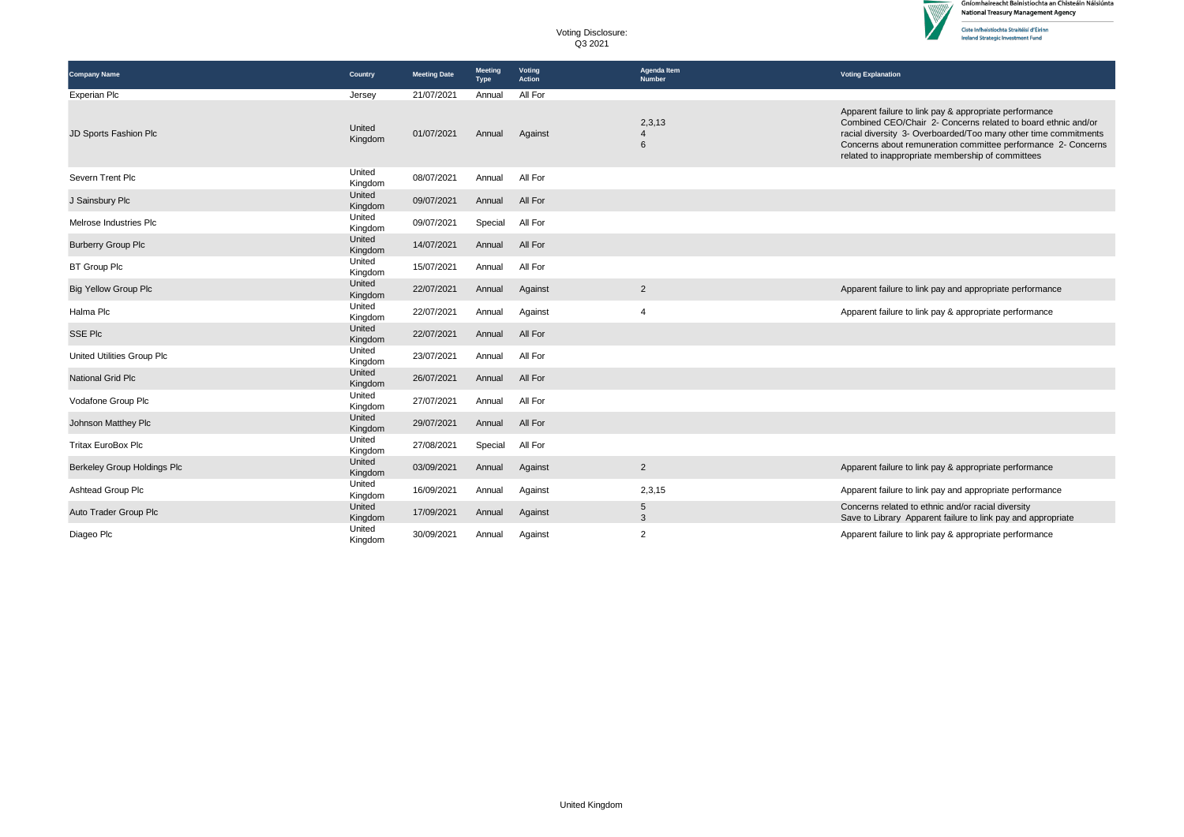Voting Disclosure:
Q3 2021

Gníomhaireacht Bainistíochta an Chisteáin Náisiúnta
National Treasury Management Agency

Ciste Infheistíochta Straitéisí d'Éirinn
Ireland Strategic Investment Fund

| Company Name | Country | Meeting Date | Meeting Type | Voting Action | Agenda Item Number | Voting Explanation |
|---|---|---|---|---|---|---|
| Experian Plc | Jersey | 21/07/2021 | Annual | All For | | |
| JD Sports Fashion Plc | United Kingdom | 01/07/2021 | Annual | Against | 2,3,13<br>4<br>6 | Apparent failure to link pay & appropriate performance Combined CEO/Chair 2- Concerns related to board ethnic and/or racial diversity 3- Overboarded/Too many other time commitments Concerns about remuneration committee performance 2- Concerns related to inappropriate membership of committees |
| Severn Trent Plc | United Kingdom | 08/07/2021 | Annual | All For | | |
| J Sainsbury Plc | United Kingdom | 09/07/2021 | Annual | All For | | |
| Melrose Industries Plc | United Kingdom | 09/07/2021 | Special | All For | | |
| Burberry Group Plc | United Kingdom | 14/07/2021 | Annual | All For | | |
| BT Group Plc | United Kingdom | 15/07/2021 | Annual | All For | | |
| Big Yellow Group Plc | United Kingdom | 22/07/2021 | Annual | Against | 2 | Apparent failure to link pay and appropriate performance |
| Halma Plc | United Kingdom | 22/07/2021 | Annual | Against | 4 | Apparent failure to link pay & appropriate performance |
| SSE Plc | United Kingdom | 22/07/2021 | Annual | All For | | |
| United Utilities Group Plc | United Kingdom | 23/07/2021 | Annual | All For | | |
| National Grid Plc | United Kingdom | 26/07/2021 | Annual | All For | | |
| Vodafone Group Plc | United Kingdom | 27/07/2021 | Annual | All For | | |
| Johnson Matthey Plc | United Kingdom | 29/07/2021 | Annual | All For | | |
| Tritax EuroBox Plc | United Kingdom | 27/08/2021 | Special | All For | | |
| Berkeley Group Holdings Plc | United Kingdom | 03/09/2021 | Annual | Against | 2 | Apparent failure to link pay & appropriate performance |
| Ashtead Group Plc | United Kingdom | 16/09/2021 | Annual | Against | 2,3,15 | Apparent failure to link pay and appropriate performance |
| Auto Trader Group Plc | United Kingdom | 17/09/2021 | Annual | Against | 5<br>3 | Concerns related to ethnic and/or racial diversity<br>Save to Library Apparent failure to link pay and appropriate |
| Diageo Plc | United Kingdom | 30/09/2021 | Annual | Against | 2 | Apparent failure to link pay & appropriate performance |

United Kingdom